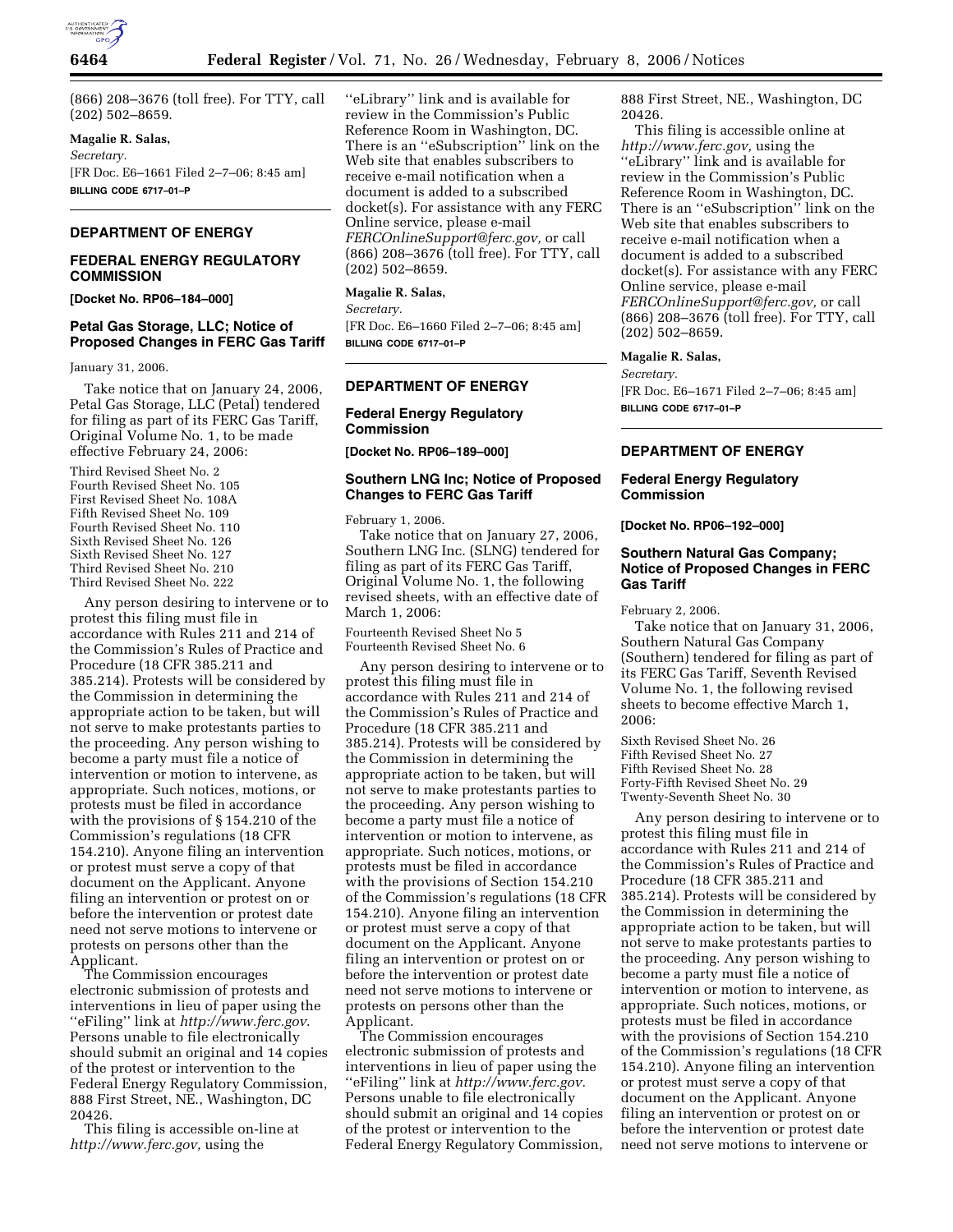(866) 208–3676 (toll free). For TTY, call (202) 502–8659.

**Magalie R. Salas,**

*Secretary.*

[FR Doc. E6–1661 Filed 2–7–06; 8:45 am]

**BILLING CODE 6717–01–P**

## DEPARTMENT OF ENERGY

## FEDERAL ENERGY REGULATORY COMMISSION

**[Docket No. RP06–184–000]**

### Petal Gas Storage, LLC; Notice of Proposed Changes in FERC Gas Tariff

January 31, 2006.

Take notice that on January 24, 2006, Petal Gas Storage, LLC (Petal) tendered for filing as part of its FERC Gas Tariff, Original Volume No. 1, to be made effective February 24, 2006:

Third Revised Sheet No. 2
Fourth Revised Sheet No. 105
First Revised Sheet No. 108A
Fifth Revised Sheet No. 109
Fourth Revised Sheet No. 110
Sixth Revised Sheet No. 126
Sixth Revised Sheet No. 127
Third Revised Sheet No. 210
Third Revised Sheet No. 222

Any person desiring to intervene or to protest this filing must file in accordance with Rules 211 and 214 of the Commission's Rules of Practice and Procedure (18 CFR 385.211 and 385.214). Protests will be considered by the Commission in determining the appropriate action to be taken, but will not serve to make protestants parties to the proceeding. Any person wishing to become a party must file a notice of intervention or motion to intervene, as appropriate. Such notices, motions, or protests must be filed in accordance with the provisions of § 154.210 of the Commission's regulations (18 CFR 154.210). Anyone filing an intervention or protest must serve a copy of that document on the Applicant. Anyone filing an intervention or protest on or before the intervention or protest date need not serve motions to intervene or protests on persons other than the Applicant.

The Commission encourages electronic submission of protests and interventions in lieu of paper using the ''eFiling'' link at *http://www.ferc.gov*. Persons unable to file electronically should submit an original and 14 copies of the protest or intervention to the Federal Energy Regulatory Commission, 888 First Street, NE., Washington, DC 20426.

This filing is accessible on-line at *http://www.ferc.gov,* using the ''eLibrary'' link and is available for review in the Commission's Public Reference Room in Washington, DC. There is an ''eSubscription'' link on the Web site that enables subscribers to receive e-mail notification when a document is added to a subscribed docket(s). For assistance with any FERC Online service, please e-mail *FERCOnlineSupport@ferc.gov,* or call (866) 208–3676 (toll free). For TTY, call (202) 502–8659.

**Magalie R. Salas,**

*Secretary.*

[FR Doc. E6–1660 Filed 2–7–06; 8:45 am]

**BILLING CODE 6717–01–P**

## DEPARTMENT OF ENERGY

## Federal Energy Regulatory Commission

**[Docket No. RP06–189–000]**

### Southern LNG Inc; Notice of Proposed Changes to FERC Gas Tariff

February 1, 2006.

Take notice that on January 27, 2006, Southern LNG Inc. (SLNG) tendered for filing as part of its FERC Gas Tariff, Original Volume No. 1, the following revised sheets, with an effective date of March 1, 2006:

Fourteenth Revised Sheet No 5
Fourteenth Revised Sheet No. 6

Any person desiring to intervene or to protest this filing must file in accordance with Rules 211 and 214 of the Commission's Rules of Practice and Procedure (18 CFR 385.211 and 385.214). Protests will be considered by the Commission in determining the appropriate action to be taken, but will not serve to make protestants parties to the proceeding. Any person wishing to become a party must file a notice of intervention or motion to intervene, as appropriate. Such notices, motions, or protests must be filed in accordance with the provisions of Section 154.210 of the Commission's regulations (18 CFR 154.210). Anyone filing an intervention or protest must serve a copy of that document on the Applicant. Anyone filing an intervention or protest on or before the intervention or protest date need not serve motions to intervene or protests on persons other than the Applicant.

The Commission encourages electronic submission of protests and interventions in lieu of paper using the ''eFiling'' link at *http://www.ferc.gov.* Persons unable to file electronically should submit an original and 14 copies of the protest or intervention to the Federal Energy Regulatory Commission, 888 First Street, NE., Washington, DC 20426.

This filing is accessible online at *http://www.ferc.gov,* using the ''eLibrary'' link and is available for review in the Commission's Public Reference Room in Washington, DC. There is an ''eSubscription'' link on the Web site that enables subscribers to receive e-mail notification when a document is added to a subscribed docket(s). For assistance with any FERC Online service, please e-mail *FERCOnlineSupport@ferc.gov,* or call (866) 208–3676 (toll free). For TTY, call (202) 502–8659.

**Magalie R. Salas,**

*Secretary.*

[FR Doc. E6–1671 Filed 2–7–06; 8:45 am]

**BILLING CODE 6717–01–P**

## DEPARTMENT OF ENERGY

## Federal Energy Regulatory Commission

**[Docket No. RP06–192–000]**

### Southern Natural Gas Company; Notice of Proposed Changes in FERC Gas Tariff

February 2, 2006.

Take notice that on January 31, 2006, Southern Natural Gas Company (Southern) tendered for filing as part of its FERC Gas Tariff, Seventh Revised Volume No. 1, the following revised sheets to become effective March 1, 2006:

Sixth Revised Sheet No. 26
Fifth Revised Sheet No. 27
Fifth Revised Sheet No. 28
Forty-Fifth Revised Sheet No. 29
Twenty-Seventh Sheet No. 30

Any person desiring to intervene or to protest this filing must file in accordance with Rules 211 and 214 of the Commission's Rules of Practice and Procedure (18 CFR 385.211 and 385.214). Protests will be considered by the Commission in determining the appropriate action to be taken, but will not serve to make protestants parties to the proceeding. Any person wishing to become a party must file a notice of intervention or motion to intervene, as appropriate. Such notices, motions, or protests must be filed in accordance with the provisions of Section 154.210 of the Commission's regulations (18 CFR 154.210). Anyone filing an intervention or protest must serve a copy of that document on the Applicant. Anyone filing an intervention or protest on or before the intervention or protest date need not serve motions to intervene or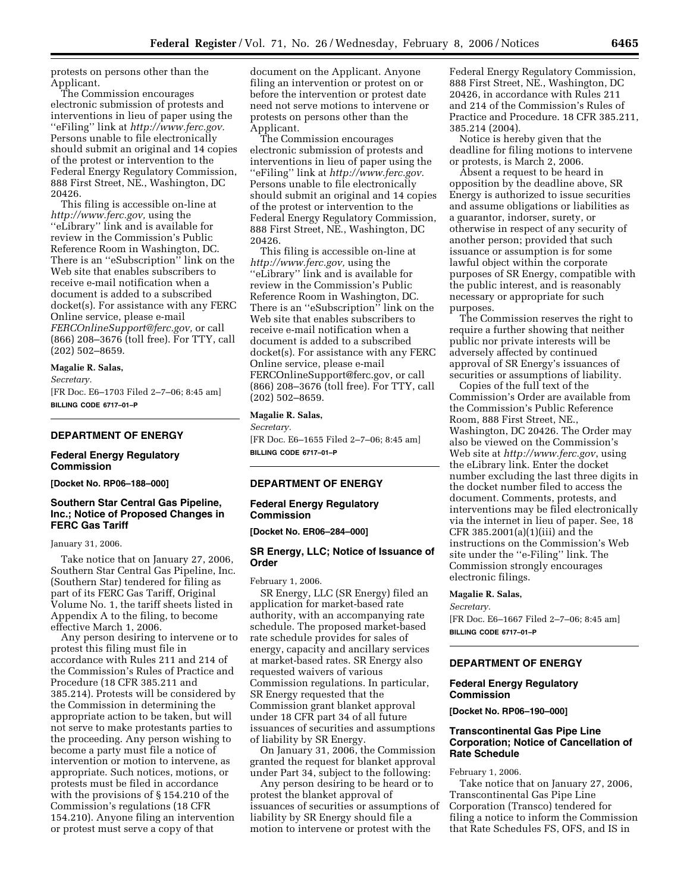protests on persons other than the Applicant.

The Commission encourages electronic submission of protests and interventions in lieu of paper using the "eFiling" link at *http://www.ferc.gov.* Persons unable to file electronically should submit an original and 14 copies of the protest or intervention to the Federal Energy Regulatory Commission, 888 First Street, NE., Washington, DC 20426.

This filing is accessible on-line at *http://www.ferc.gov,* using the "eLibrary" link and is available for review in the Commission's Public Reference Room in Washington, DC. There is an "eSubscription" link on the Web site that enables subscribers to receive e-mail notification when a document is added to a subscribed docket(s). For assistance with any FERC Online service, please e-mail *FERCOnlineSupport@ferc.gov,* or call (866) 208–3676 (toll free). For TTY, call (202) 502–8659.

**Magalie R. Salas,**

*Secretary.*

[FR Doc. E6–1703 Filed 2–7–06; 8:45 am]

**BILLING CODE 6717–01–P**

---

## DEPARTMENT OF ENERGY

### Federal Energy Regulatory Commission

**[Docket No. RP06–188–000]**

### Southern Star Central Gas Pipeline, Inc.; Notice of Proposed Changes in FERC Gas Tariff

January 31, 2006.

Take notice that on January 27, 2006, Southern Star Central Gas Pipeline, Inc. (Southern Star) tendered for filing as part of its FERC Gas Tariff, Original Volume No. 1, the tariff sheets listed in Appendix A to the filing, to become effective March 1, 2006.

Any person desiring to intervene or to protest this filing must file in accordance with Rules 211 and 214 of the Commission's Rules of Practice and Procedure (18 CFR 385.211 and 385.214). Protests will be considered by the Commission in determining the appropriate action to be taken, but will not serve to make protestants parties to the proceeding. Any person wishing to become a party must file a notice of intervention or motion to intervene, as appropriate. Such notices, motions, or protests must be filed in accordance with the provisions of § 154.210 of the Commission's regulations (18 CFR 154.210). Anyone filing an intervention or protest must serve a copy of that document on the Applicant. Anyone filing an intervention or protest on or before the intervention or protest date need not serve motions to intervene or protests on persons other than the Applicant.

The Commission encourages electronic submission of protests and interventions in lieu of paper using the "eFiling" link at *http://www.ferc.gov.* Persons unable to file electronically should submit an original and 14 copies of the protest or intervention to the Federal Energy Regulatory Commission, 888 First Street, NE., Washington, DC 20426.

This filing is accessible on-line at *http://www.ferc.gov,* using the "eLibrary" link and is available for review in the Commission's Public Reference Room in Washington, DC. There is an "eSubscription" link on the Web site that enables subscribers to receive e-mail notification when a document is added to a subscribed docket(s). For assistance with any FERC Online service, please e-mail FERCOnlineSupport@ferc.gov, or call (866) 208–3676 (toll free). For TTY, call (202) 502–8659.

**Magalie R. Salas,**

*Secretary.*

[FR Doc. E6–1655 Filed 2–7–06; 8:45 am]

**BILLING CODE 6717–01–P**

---

## DEPARTMENT OF ENERGY

### Federal Energy Regulatory Commission

**[Docket No. ER06–284–000]**

### SR Energy, LLC; Notice of Issuance of Order

February 1, 2006.

SR Energy, LLC (SR Energy) filed an application for market-based rate authority, with an accompanying rate schedule. The proposed market-based rate schedule provides for sales of energy, capacity and ancillary services at market-based rates. SR Energy also requested waivers of various Commission regulations. In particular, SR Energy requested that the Commission grant blanket approval under 18 CFR part 34 of all future issuances of securities and assumptions of liability by SR Energy.

On January 31, 2006, the Commission granted the request for blanket approval under Part 34, subject to the following:

Any person desiring to be heard or to protest the blanket approval of issuances of securities or assumptions of liability by SR Energy should file a motion to intervene or protest with the Federal Energy Regulatory Commission, 888 First Street, NE., Washington, DC 20426, in accordance with Rules 211 and 214 of the Commission's Rules of Practice and Procedure. 18 CFR 385.211, 385.214 (2004).

Notice is hereby given that the deadline for filing motions to intervene or protests, is March 2, 2006.

Absent a request to be heard in opposition by the deadline above, SR Energy is authorized to issue securities and assume obligations or liabilities as a guarantor, indorser, surety, or otherwise in respect of any security of another person; provided that such issuance or assumption is for some lawful object within the corporate purposes of SR Energy, compatible with the public interest, and is reasonably necessary or appropriate for such purposes.

The Commission reserves the right to require a further showing that neither public nor private interests will be adversely affected by continued approval of SR Energy's issuances of securities or assumptions of liability.

Copies of the full text of the Commission's Order are available from the Commission's Public Reference Room, 888 First Street, NE., Washington, DC 20426. The Order may also be viewed on the Commission's Web site at *http://www.ferc.gov*, using the eLibrary link. Enter the docket number excluding the last three digits in the docket number filed to access the document. Comments, protests, and interventions may be filed electronically via the internet in lieu of paper. See, 18 CFR 385.2001(a)(1)(iii) and the instructions on the Commission's Web site under the "e-Filing" link. The Commission strongly encourages electronic filings.

**Magalie R. Salas,**

*Secretary.*

[FR Doc. E6–1667 Filed 2–7–06; 8:45 am]

**BILLING CODE 6717–01–P**

---

## DEPARTMENT OF ENERGY

### Federal Energy Regulatory Commission

**[Docket No. RP06–190–000]**

### Transcontinental Gas Pipe Line Corporation; Notice of Cancellation of Rate Schedule

February 1, 2006.

Take notice that on January 27, 2006, Transcontinental Gas Pipe Line Corporation (Transco) tendered for filing a notice to inform the Commission that Rate Schedules FS, OFS, and IS in